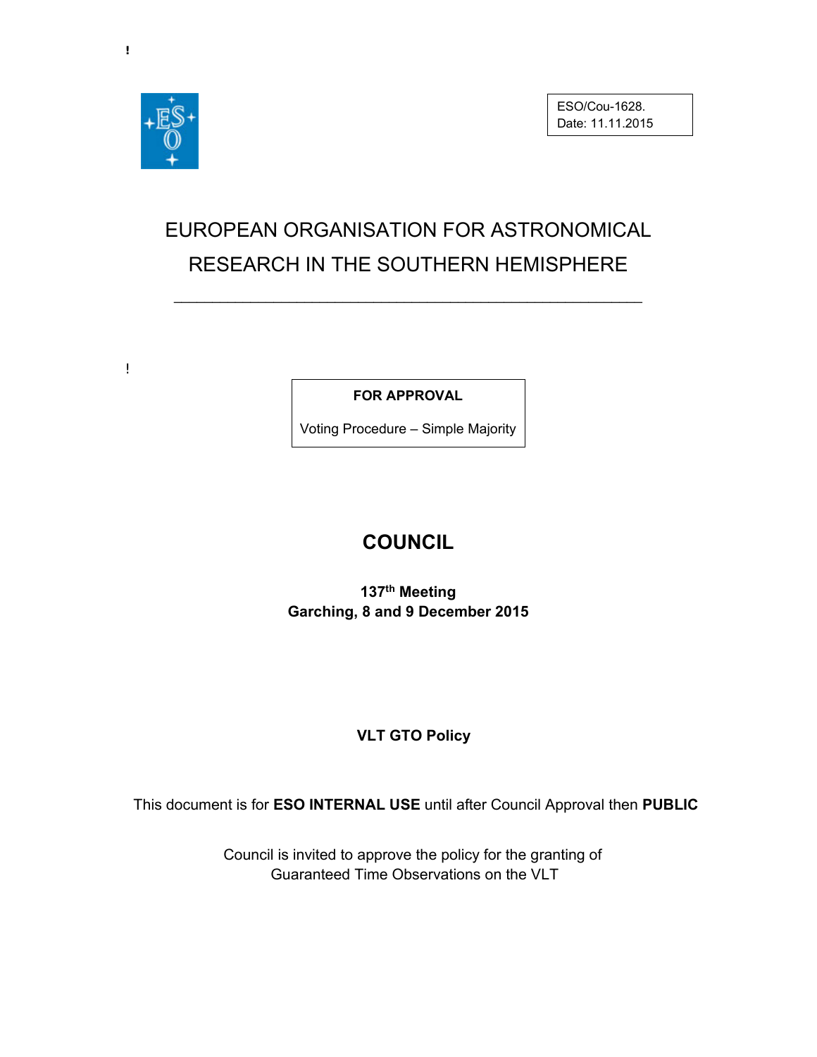ESO/Cou-1628.
Date: 11.11.2015

# EUROPEAN ORGANISATION FOR ASTRONOMICAL RESEARCH IN THE SOUTHERN HEMISPHERE

**FOR APPROVAL**

Voting Procedure – Simple Majority

## COUNCIL

**137th Meeting**
**Garching, 8 and 9 December 2015**

**VLT GTO Policy**

This document is for **ESO INTERNAL USE** until after Council Approval then **PUBLIC**

Council is invited to approve the policy for the granting of Guaranteed Time Observations on the VLT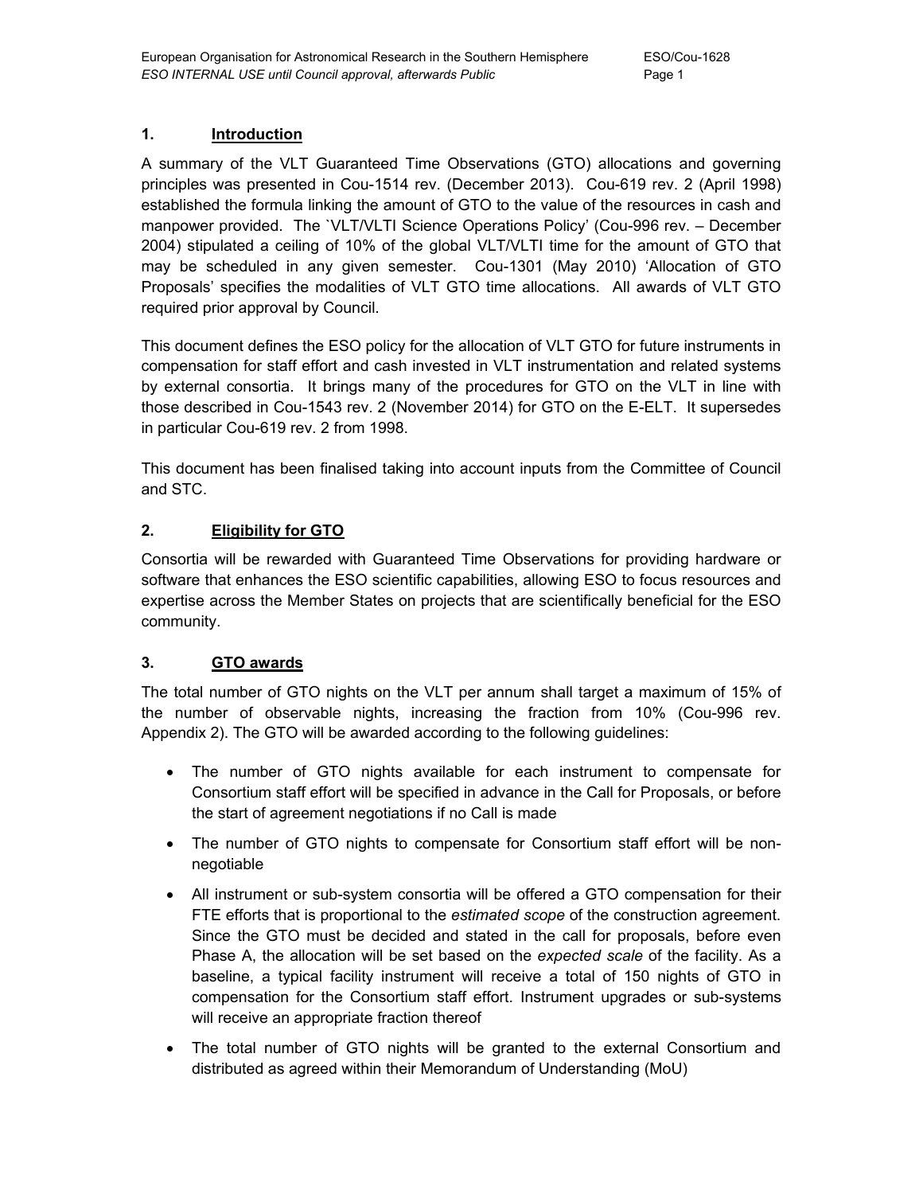## 1. Introduction

A summary of the VLT Guaranteed Time Observations (GTO) allocations and governing principles was presented in Cou-1514 rev. (December 2013). Cou-619 rev. 2 (April 1998) established the formula linking the amount of GTO to the value of the resources in cash and manpower provided. The `VLT/VLTI Science Operations Policy' (Cou-996 rev. – December 2004) stipulated a ceiling of 10% of the global VLT/VLTI time for the amount of GTO that may be scheduled in any given semester. Cou-1301 (May 2010) 'Allocation of GTO Proposals' specifies the modalities of VLT GTO time allocations. All awards of VLT GTO required prior approval by Council.

This document defines the ESO policy for the allocation of VLT GTO for future instruments in compensation for staff effort and cash invested in VLT instrumentation and related systems by external consortia. It brings many of the procedures for GTO on the VLT in line with those described in Cou-1543 rev. 2 (November 2014) for GTO on the E-ELT. It supersedes in particular Cou-619 rev. 2 from 1998.

This document has been finalised taking into account inputs from the Committee of Council and STC.

## 2. Eligibility for GTO

Consortia will be rewarded with Guaranteed Time Observations for providing hardware or software that enhances the ESO scientific capabilities, allowing ESO to focus resources and expertise across the Member States on projects that are scientifically beneficial for the ESO community.

## 3. GTO awards

The total number of GTO nights on the VLT per annum shall target a maximum of 15% of the number of observable nights, increasing the fraction from 10% (Cou-996 rev. Appendix 2). The GTO will be awarded according to the following guidelines:

- The number of GTO nights available for each instrument to compensate for Consortium staff effort will be specified in advance in the Call for Proposals, or before the start of agreement negotiations if no Call is made
- The number of GTO nights to compensate for Consortium staff effort will be non-negotiable
- All instrument or sub-system consortia will be offered a GTO compensation for their FTE efforts that is proportional to the *estimated scope* of the construction agreement. Since the GTO must be decided and stated in the call for proposals, before even Phase A, the allocation will be set based on the *expected scale* of the facility. As a baseline, a typical facility instrument will receive a total of 150 nights of GTO in compensation for the Consortium staff effort. Instrument upgrades or sub-systems will receive an appropriate fraction thereof
- The total number of GTO nights will be granted to the external Consortium and distributed as agreed within their Memorandum of Understanding (MoU)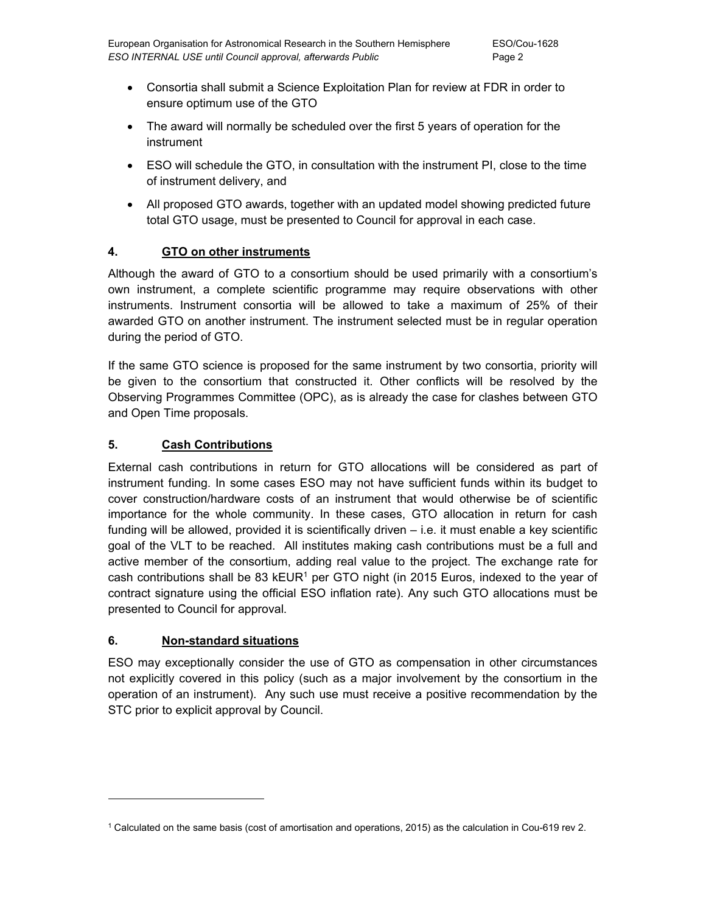- Consortia shall submit a Science Exploitation Plan for review at FDR in order to ensure optimum use of the GTO
- The award will normally be scheduled over the first 5 years of operation for the instrument
- ESO will schedule the GTO, in consultation with the instrument PI, close to the time of instrument delivery, and
- All proposed GTO awards, together with an updated model showing predicted future total GTO usage, must be presented to Council for approval in each case.

## 4. GTO on other instruments

Although the award of GTO to a consortium should be used primarily with a consortium's own instrument, a complete scientific programme may require observations with other instruments. Instrument consortia will be allowed to take a maximum of 25% of their awarded GTO on another instrument. The instrument selected must be in regular operation during the period of GTO.

If the same GTO science is proposed for the same instrument by two consortia, priority will be given to the consortium that constructed it. Other conflicts will be resolved by the Observing Programmes Committee (OPC), as is already the case for clashes between GTO and Open Time proposals.

## 5. Cash Contributions

External cash contributions in return for GTO allocations will be considered as part of instrument funding. In some cases ESO may not have sufficient funds within its budget to cover construction/hardware costs of an instrument that would otherwise be of scientific importance for the whole community. In these cases, GTO allocation in return for cash funding will be allowed, provided it is scientifically driven – i.e. it must enable a key scientific goal of the VLT to be reached. All institutes making cash contributions must be a full and active member of the consortium, adding real value to the project. The exchange rate for cash contributions shall be 83 kEUR[1] per GTO night (in 2015 Euros, indexed to the year of contract signature using the official ESO inflation rate). Any such GTO allocations must be presented to Council for approval.

## 6. Non-standard situations

ESO may exceptionally consider the use of GTO as compensation in other circumstances not explicitly covered in this policy (such as a major involvement by the consortium in the operation of an instrument). Any such use must receive a positive recommendation by the STC prior to explicit approval by Council.

---

[1] Calculated on the same basis (cost of amortisation and operations, 2015) as the calculation in Cou-619 rev 2.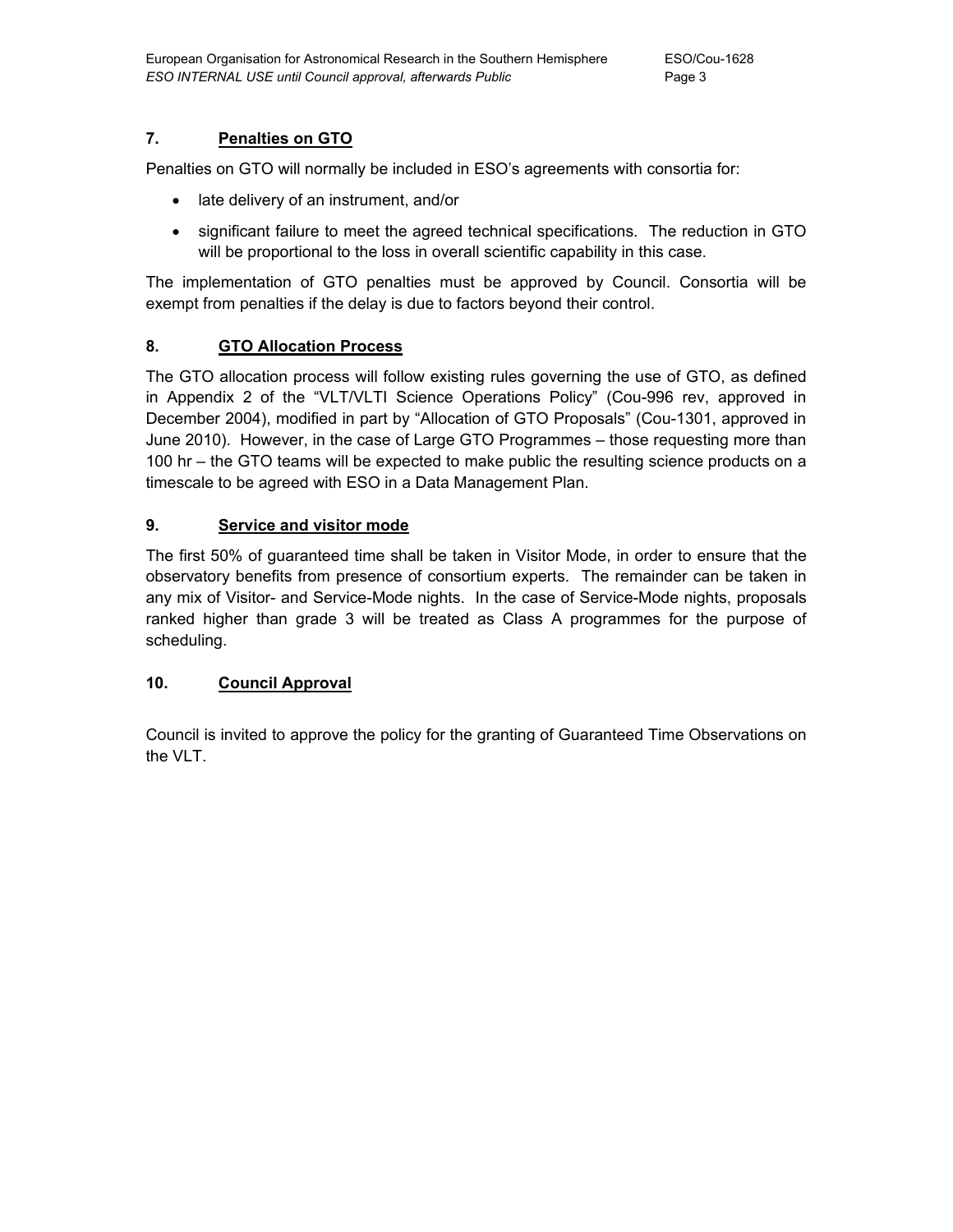## 7. Penalties on GTO

Penalties on GTO will normally be included in ESO's agreements with consortia for:

- late delivery of an instrument, and/or
- significant failure to meet the agreed technical specifications. The reduction in GTO will be proportional to the loss in overall scientific capability in this case.

The implementation of GTO penalties must be approved by Council. Consortia will be exempt from penalties if the delay is due to factors beyond their control.

## 8. GTO Allocation Process

The GTO allocation process will follow existing rules governing the use of GTO, as defined in Appendix 2 of the "VLT/VLTI Science Operations Policy" (Cou-996 rev, approved in December 2004), modified in part by "Allocation of GTO Proposals" (Cou-1301, approved in June 2010). However, in the case of Large GTO Programmes – those requesting more than 100 hr – the GTO teams will be expected to make public the resulting science products on a timescale to be agreed with ESO in a Data Management Plan.

## 9. Service and visitor mode

The first 50% of guaranteed time shall be taken in Visitor Mode, in order to ensure that the observatory benefits from presence of consortium experts. The remainder can be taken in any mix of Visitor- and Service-Mode nights. In the case of Service-Mode nights, proposals ranked higher than grade 3 will be treated as Class A programmes for the purpose of scheduling.

## 10. Council Approval

Council is invited to approve the policy for the granting of Guaranteed Time Observations on the VLT.